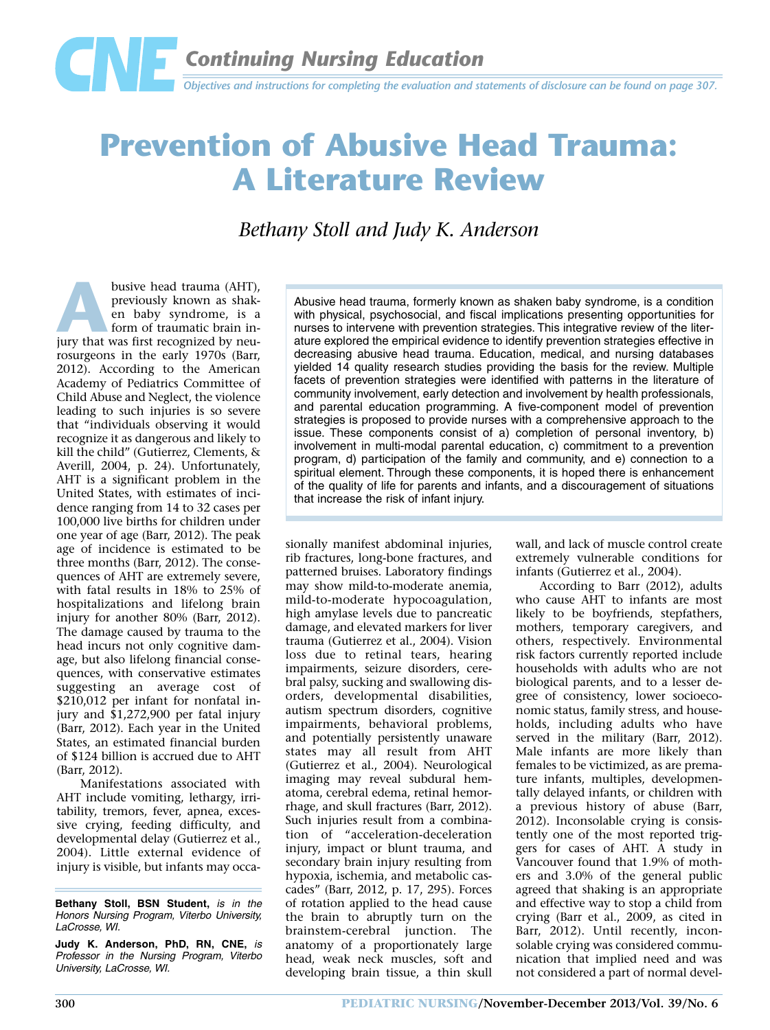# CNE Continuing Nursing Education

*Objectives and instructions for completing the evaluation and statements of disclosure can be found on page 307.*

# Prevention of Abusive Head Trauma: A Literature Review

*Bethany Stoll and Judy K. Anderson*

Abusive head trauma, formerly known as shaken baby syndrome, is a condition with physical, psychosocial, and fiscal implications presenting opportunities for nurses to intervene with prevention strategies. This integrative review of the literature explored the empirical evidence to identify prevention strategies effective in decreasing abusive head trauma. Education, medical, and nursing databases yielded 14 quality research studies providing the basis for the review. Multiple facets of prevention strategies were identified with patterns in the literature of community involvement, early detection and involvement by health professionals, and parental education programming. A five-component model of prevention strategies is proposed to provide nurses with a comprehensive approach to the issue. These components consist of a) completion of personal inventory, b) involvement in multi-modal parental education, c) commitment to a prevention program, d) participation of the family and community, and e) connection to a spiritual element. Through these components, it is hoped there is enhancement of the quality of life for parents and infants, and a discouragement of situations that increase the risk of infant injury.

Abusive head trauma (AHT), previously known as shaken baby syndrome, is a form of traumatic brain injury that was first recognized by neurosurgeons in the early 1970s (Barr, 2012). According to the American Academy of Pediatrics Committee of Child Abuse and Neglect, the violence leading to such injuries is so severe that "individuals observing it would recognize it as dangerous and likely to kill the child" (Gutierrez, Clements, & Averill, 2004, p. 24). Unfortunately, AHT is a significant problem in the United States, with estimates of incidence ranging from 14 to 32 cases per 100,000 live births for children under one year of age (Barr, 2012). The peak age of incidence is estimated to be three months (Barr, 2012). The consequences of AHT are extremely severe, with fatal results in 18% to 25% of hospitalizations and lifelong brain injury for another 80% (Barr, 2012). The damage caused by trauma to the head incurs not only cognitive damage, but also lifelong financial consequences, with conservative estimates suggesting an average cost of $210,012 per infant for nonfatal injury and $1,272,900 per fatal injury (Barr, 2012). Each year in the United States, an estimated financial burden of $124 billion is accrued due to AHT (Barr, 2012).

Manifestations associated with AHT include vomiting, lethargy, irritability, tremors, fever, apnea, excessive crying, feeding difficulty, and developmental delay (Gutierrez et al., 2004). Little external evidence of injury is visible, but infants may occasionally manifest abdominal injuries, rib fractures, long-bone fractures, and patterned bruises. Laboratory findings may show mild-to-moderate anemia, mild-to-moderate hypocoagulation, high amylase levels due to pancreatic damage, and elevated markers for liver trauma (Gutierrez et al., 2004). Vision loss due to retinal tears, hearing impairments, seizure disorders, cerebral palsy, sucking and swallowing disorders, developmental disabilities, autism spectrum disorders, cognitive impairments, behavioral problems, and potentially persistently unaware states may all result from AHT (Gutierrez et al., 2004). Neurological imaging may reveal subdural hematoma, cerebral edema, retinal hemorrhage, and skull fractures (Barr, 2012). Such injuries result from a combination of "acceleration-deceleration injury, impact or blunt trauma, and secondary brain injury resulting from hypoxia, ischemia, and metabolic cascades" (Barr, 2012, p. 17, 295). Forces of rotation applied to the head cause the brain to abruptly turn on the brainstem-cerebral junction. The anatomy of a proportionately large head, weak neck muscles, soft and developing brain tissue, a thin skull wall, and lack of muscle control create extremely vulnerable conditions for infants (Gutierrez et al., 2004).

According to Barr (2012), adults who cause AHT to infants are most likely to be boyfriends, stepfathers, mothers, temporary caregivers, and others, respectively. Environmental risk factors currently reported include households with adults who are not biological parents, and to a lesser degree of consistency, lower socioeconomic status, family stress, and households, including adults who have served in the military (Barr, 2012). Male infants are more likely than females to be victimized, as are premature infants, multiples, developmentally delayed infants, or children with a previous history of abuse (Barr, 2012). Inconsolable crying is consistently one of the most reported triggers for cases of AHT. A study in Vancouver found that 1.9% of mothers and 3.0% of the general public agreed that shaking is an appropriate and effective way to stop a child from crying (Barr et al., 2009, as cited in Barr, 2012). Until recently, inconsolable crying was considered communication that implied need and was not considered a part of normal devel-

**Bethany Stoll, BSN Student,** *is in the Honors Nursing Program, Viterbo University, LaCrosse, WI.*

**Judy K. Anderson, PhD, RN, CNE,** *is Professor in the Nursing Program, Viterbo University, LaCrosse, WI.*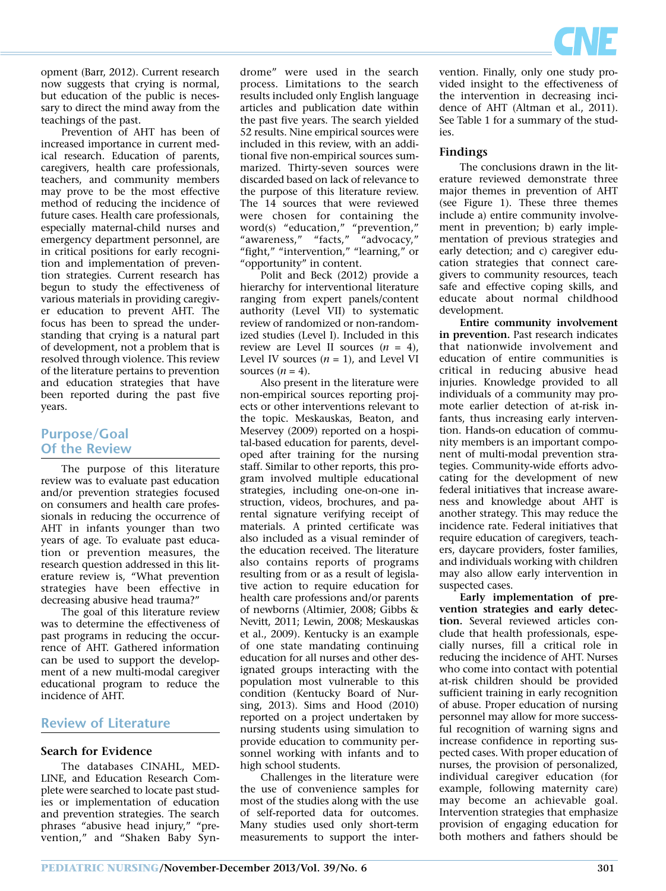opment (Barr, 2012). Current research now suggests that crying is normal, but education of the public is necessary to direct the mind away from the teachings of the past.

Prevention of AHT has been of increased importance in current medical research. Education of parents, caregivers, health care professionals, teachers, and community members may prove to be the most effective method of reducing the incidence of future cases. Health care professionals, especially maternal-child nurses and emergency department personnel, are in critical positions for early recognition and implementation of prevention strategies. Current research has begun to study the effectiveness of various materials in providing caregiver education to prevent AHT. The focus has been to spread the understanding that crying is a natural part of development, not a problem that is resolved through violence. This review of the literature pertains to prevention and education strategies that have been reported during the past five years.

## Purpose/Goal Of the Review

The purpose of this literature review was to evaluate past education and/or prevention strategies focused on consumers and health care professionals in reducing the occurrence of AHT in infants younger than two years of age. To evaluate past education or prevention measures, the research question addressed in this literature review is, "What prevention strategies have been effective in decreasing abusive head trauma?"

The goal of this literature review was to determine the effectiveness of past programs in reducing the occurrence of AHT. Gathered information can be used to support the development of a new multi-modal caregiver educational program to reduce the incidence of AHT.

## Review of Literature

### Search for Evidence

The databases CINAHL, MEDLINE, and Education Research Complete were searched to locate past studies or implementation of education and prevention strategies. The search phrases "abusive head injury," "prevention," and "Shaken Baby Syndrome" were used in the search process. Limitations to the search results included only English language articles and publication date within the past five years. The search yielded 52 results. Nine empirical sources were included in this review, with an additional five non-empirical sources summarized. Thirty-seven sources were discarded based on lack of relevance to the purpose of this literature review. The 14 sources that were reviewed were chosen for containing the word(s) "education," "prevention," "awareness," "facts," "advocacy," "fight," "intervention," "learning," or "opportunity" in content.

Polit and Beck (2012) provide a hierarchy for interventional literature ranging from expert panels/content authority (Level VII) to systematic review of randomized or non-randomized studies (Level I). Included in this review are Level II sources ($n$ = 4), Level IV sources ($n$ = 1), and Level VI sources ($n$ = 4).

Also present in the literature were non-empirical sources reporting projects or other interventions relevant to the topic. Meskauskas, Beaton, and Meservey (2009) reported on a hospital-based education for parents, developed after training for the nursing staff. Similar to other reports, this program involved multiple educational strategies, including one-on-one instruction, videos, brochures, and parental signature verifying receipt of materials. A printed certificate was also included as a visual reminder of the education received. The literature also contains reports of programs resulting from or as a result of legislative action to require education for health care professions and/or parents of newborns (Altimier, 2008; Gibbs & Nevitt, 2011; Lewin, 2008; Meskauskas et al., 2009). Kentucky is an example of one state mandating continuing education for all nurses and other designated groups interacting with the population most vulnerable to this condition (Kentucky Board of Nursing, 2013). Sims and Hood (2010) reported on a project undertaken by nursing students using simulation to provide education to community personnel working with infants and to high school students.

Challenges in the literature were the use of convenience samples for most of the studies along with the use of self-reported data for outcomes. Many studies used only short-term measurements to support the intervention. Finally, only one study provided insight to the effectiveness of the intervention in decreasing incidence of AHT (Altman et al., 2011). See Table 1 for a summary of the studies.

### Findings

The conclusions drawn in the literature reviewed demonstrate three major themes in prevention of AHT (see Figure 1). These three themes include a) entire community involvement in prevention; b) early implementation of previous strategies and early detection; and c) caregiver education strategies that connect caregivers to community resources, teach safe and effective coping skills, and educate about normal childhood development.

**Entire community involvement in prevention.** Past research indicates that nationwide involvement and education of entire communities is critical in reducing abusive head injuries. Knowledge provided to all individuals of a community may promote earlier detection of at-risk infants, thus increasing early intervention. Hands-on education of community members is an important component of multi-modal prevention strategies. Community-wide efforts advocating for the development of new federal initiatives that increase awareness and knowledge about AHT is another strategy. This may reduce the incidence rate. Federal initiatives that require education of caregivers, teachers, daycare providers, foster families, and individuals working with children may also allow early intervention in suspected cases.

**Early implementation of prevention strategies and early detection.** Several reviewed articles conclude that health professionals, especially nurses, fill a critical role in reducing the incidence of AHT. Nurses who come into contact with potential at-risk children should be provided sufficient training in early recognition of abuse. Proper education of nursing personnel may allow for more successful recognition of warning signs and increase confidence in reporting suspected cases. With proper education of nurses, the provision of personalized, individual caregiver education (for example, following maternity care) may become an achievable goal. Intervention strategies that emphasize provision of engaging education for both mothers and fathers should be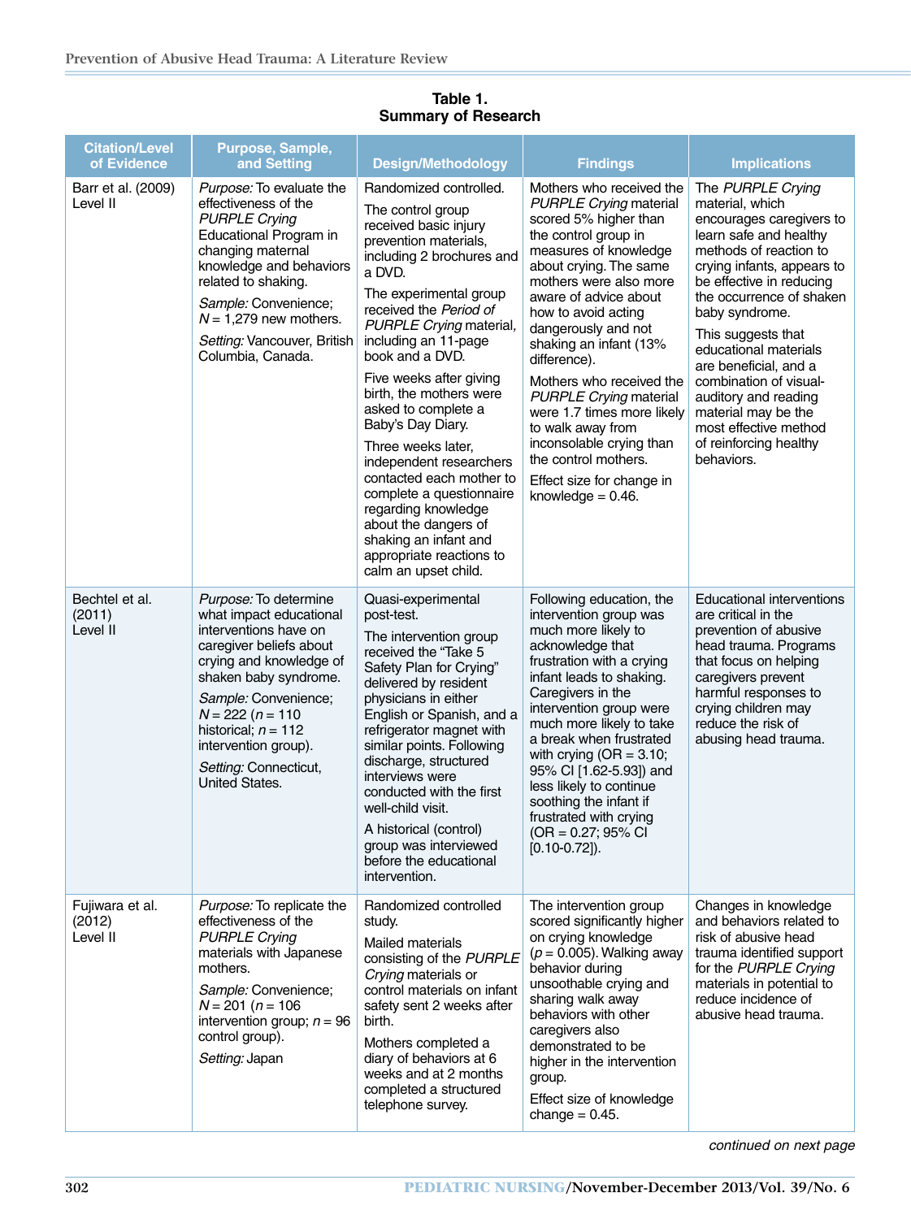**Table 1.**
**Summary of Research**

| Citation/Level of Evidence | Purpose, Sample, and Setting | Design/Methodology | Findings | Implications |
|---|---|---|---|---|
| Barr et al. (2009) Level II | *Purpose:* To evaluate the effectiveness of the *PURPLE Crying* Educational Program in changing maternal knowledge and behaviors related to shaking.<br><br>*Sample:* Convenience; *N* = 1,279 new mothers.<br><br>*Setting:* Vancouver, British Columbia, Canada. | Randomized controlled.<br><br>The control group received basic injury prevention materials, including 2 brochures and a DVD.<br><br>The experimental group received the *Period of PURPLE Crying* material, including an 11-page book and a DVD.<br><br>Five weeks after giving birth, the mothers were asked to complete a Baby's Day Diary.<br><br>Three weeks later, independent researchers contacted each mother to complete a questionnaire regarding knowledge about the dangers of shaking an infant and appropriate reactions to calm an upset child. | Mothers who received the *PURPLE Crying* material scored 5% higher than the control group in measures of knowledge about crying. The same mothers were also more aware of advice about how to avoid acting dangerously and not shaking an infant (13% difference).<br><br>Mothers who received the *PURPLE Crying* material were 1.7 times more likely to walk away from inconsolable crying than the control mothers.<br><br>Effect size for change in knowledge = 0.46. | The *PURPLE Crying* material, which encourages caregivers to learn safe and healthy methods of reaction to crying infants, appears to be effective in reducing the occurrence of shaken baby syndrome.<br><br>This suggests that educational materials are beneficial, and a combination of visual-auditory and reading material may be the most effective method of reinforcing healthy behaviors. |
| Bechtel et al. (2011) Level II | *Purpose:* To determine what impact educational interventions have on caregiver beliefs about crying and knowledge of shaken baby syndrome.<br><br>*Sample:* Convenience; *N* = 222 (*n* = 110 historical; *n* = 112 intervention group).<br><br>*Setting:* Connecticut, United States. | Quasi-experimental post-test.<br><br>The intervention group received the "Take 5 Safety Plan for Crying" delivered by resident physicians in either English or Spanish, and a refrigerator magnet with similar points. Following discharge, structured interviews were conducted with the first well-child visit.<br><br>A historical (control) group was interviewed before the educational intervention. | Following education, the intervention group was much more likely to acknowledge that frustration with a crying infant leads to shaking. Caregivers in the intervention group were much more likely to take a break when frustrated with crying (OR = 3.10; 95% CI [1.62-5.93]) and less likely to continue soothing the infant if frustrated with crying (OR = 0.27; 95% CI [0.10-0.72]). | Educational interventions are critical in the prevention of abusive head trauma. Programs that focus on helping caregivers prevent harmful responses to crying children may reduce the risk of abusing head trauma. |
| Fujiwara et al. (2012) Level II | *Purpose:* To replicate the effectiveness of the *PURPLE Crying* materials with Japanese mothers.<br><br>*Sample:* Convenience; *N* = 201 (*n* = 106 intervention group; *n* = 96 control group).<br><br>*Setting:* Japan | Randomized controlled study.<br><br>Mailed materials consisting of the *PURPLE Crying* materials or control materials on infant safety sent 2 weeks after birth.<br><br>Mothers completed a diary of behaviors at 6 weeks and at 2 months completed a structured telephone survey. | The intervention group scored significantly higher on crying knowledge ($p = 0.005$). Walking away behavior during unsoothable crying and sharing walk away behaviors with other caregivers also demonstrated to be higher in the intervention group.<br><br>Effect size of knowledge change = 0.45. | Changes in knowledge and behaviors related to risk of abusive head trauma identified support for the *PURPLE Crying* materials in potential to reduce incidence of abusive head trauma. |

*continued on next page*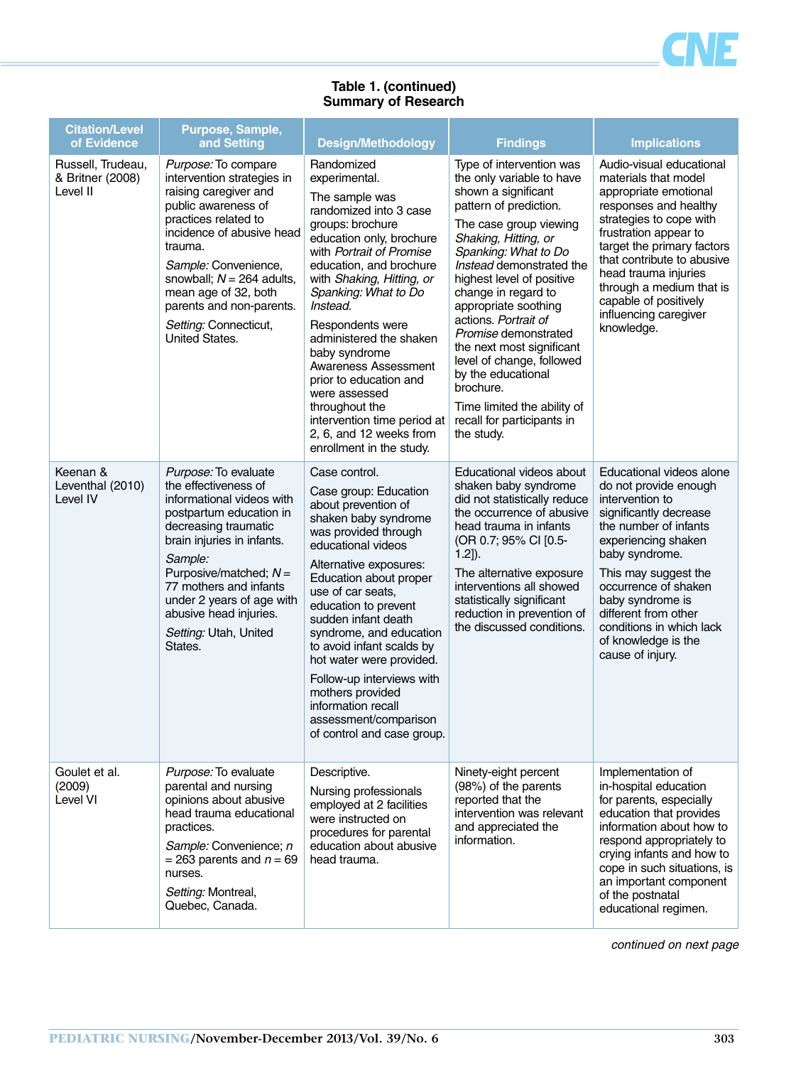**Table 1. (continued)**
**Summary of Research**

| Citation/Level of Evidence | Purpose, Sample, and Setting | Design/Methodology | Findings | Implications |
|---|---|---|---|---|
| Russell, Trudeau, & Britner (2008) Level II | *Purpose:* To compare intervention strategies in raising caregiver and public awareness of practices related to incidence of abusive head trauma. *Sample:* Convenience, snowball; *N* = 264 adults, mean age of 32, both parents and non-parents. *Setting:* Connecticut, United States. | Randomized experimental. The sample was randomized into 3 case groups: brochure education only, brochure with *Portrait of Promise* education, and brochure with *Shaking, Hitting, or Spanking: What to Do Instead*. Respondents were administered the shaken baby syndrome Awareness Assessment prior to education and were assessed throughout the intervention time period at 2, 6, and 12 weeks from enrollment in the study. | Type of intervention was the only variable to have shown a significant pattern of prediction. The case group viewing *Shaking, Hitting, or Spanking: What to Do Instead* demonstrated the highest level of positive change in regard to appropriate soothing actions. *Portrait of Promise* demonstrated the next most significant level of change, followed by the educational brochure. Time limited the ability of recall for participants in the study. | Audio-visual educational materials that model appropriate emotional responses and healthy strategies to cope with frustration appear to target the primary factors that contribute to abusive head trauma injuries through a medium that is capable of positively influencing caregiver knowledge. |
| Keenan & Leventhal (2010) Level IV | *Purpose:* To evaluate the effectiveness of informational videos with postpartum education in decreasing traumatic brain injuries in infants. *Sample:* Purposive/matched; *N* = 77 mothers and infants under 2 years of age with abusive head injuries. *Setting:* Utah, United States. | Case control. Case group: Education about prevention of shaken baby syndrome was provided through educational videos Alternative exposures: Education about proper use of car seats, education to prevent sudden infant death syndrome, and education to avoid infant scalds by hot water were provided. Follow-up interviews with mothers provided information recall assessment/comparison of control and case group. | Educational videos about shaken baby syndrome did not statistically reduce the occurrence of abusive head trauma in infants (OR 0.7; 95% CI [0.5-1.2]). The alternative exposure interventions all showed statistically significant reduction in prevention of the discussed conditions. | Educational videos alone do not provide enough intervention to significantly decrease the number of infants experiencing shaken baby syndrome. This may suggest the occurrence of shaken baby syndrome is different from other conditions in which lack of knowledge is the cause of injury. |
| Goulet et al. (2009) Level VI | *Purpose:* To evaluate parental and nursing opinions about abusive head trauma educational practices. *Sample:* Convenience; *n* = 263 parents and *n* = 69 nurses. *Setting:* Montreal, Quebec, Canada. | Descriptive. Nursing professionals employed at 2 facilities were instructed on procedures for parental education about abusive head trauma. | Ninety-eight percent (98%) of the parents reported that the intervention was relevant and appreciated the information. | Implementation of in-hospital education for parents, especially education that provides information about how to respond appropriately to crying infants and how to cope in such situations, is an important component of the postnatal educational regimen. |

*continued on next page*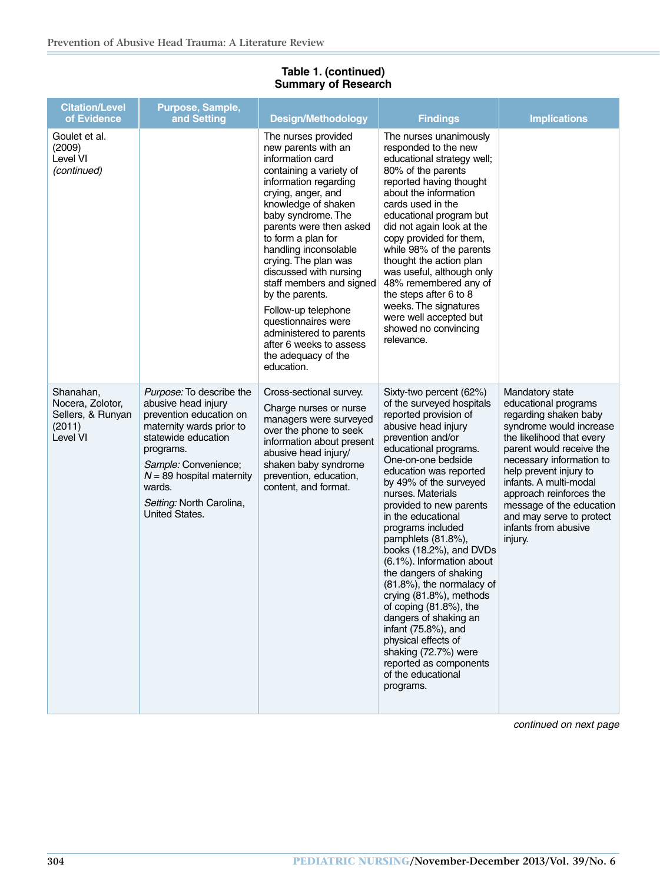**Table 1. (continued)**
**Summary of Research**

| Citation/Level of Evidence | Purpose, Sample, and Setting | Design/Methodology | Findings | Implications |
|---|---|---|---|---|
| Goulet et al. (2009) Level VI *(continued)* | | The nurses provided new parents with an information card containing a variety of information regarding crying, anger, and knowledge of shaken baby syndrome. The parents were then asked to form a plan for handling inconsolable crying. The plan was discussed with nursing staff members and signed by the parents. Follow-up telephone questionnaires were administered to parents after 6 weeks to assess the adequacy of the education. | The nurses unanimously responded to the new educational strategy well; 80% of the parents reported having thought about the information cards used in the educational program but did not again look at the copy provided for them, while 98% of the parents thought the action plan was useful, although only 48% remembered any of the steps after 6 to 8 weeks. The signatures were well accepted but showed no convincing relevance. | |
| Shanahan, Nocera, Zolotor, Sellers, & Runyan (2011) Level VI | *Purpose:* To describe the abusive head injury prevention education on maternity wards prior to statewide education programs. *Sample:* Convenience; *N* = 89 hospital maternity wards. *Setting:* North Carolina, United States. | Cross-sectional survey. Charge nurses or nurse managers were surveyed over the phone to seek information about present abusive head injury/ shaken baby syndrome prevention, education, content, and format. | Sixty-two percent (62%) of the surveyed hospitals reported provision of abusive head injury prevention and/or educational programs. One-on-one bedside education was reported by 49% of the surveyed nurses. Materials provided to new parents in the educational programs included pamphlets (81.8%), books (18.2%), and DVDs (6.1%). Information about the dangers of shaking (81.8%), the normalcy of crying (81.8%), methods of coping (81.8%), the dangers of shaking an infant (75.8%), and physical effects of shaking (72.7%) were reported as components of the educational programs. | Mandatory state educational programs regarding shaken baby syndrome would increase the likelihood that every parent would receive the necessary information to help prevent injury to infants. A multi-modal approach reinforces the message of the education and may serve to protect infants from abusive injury. |

*continued on next page*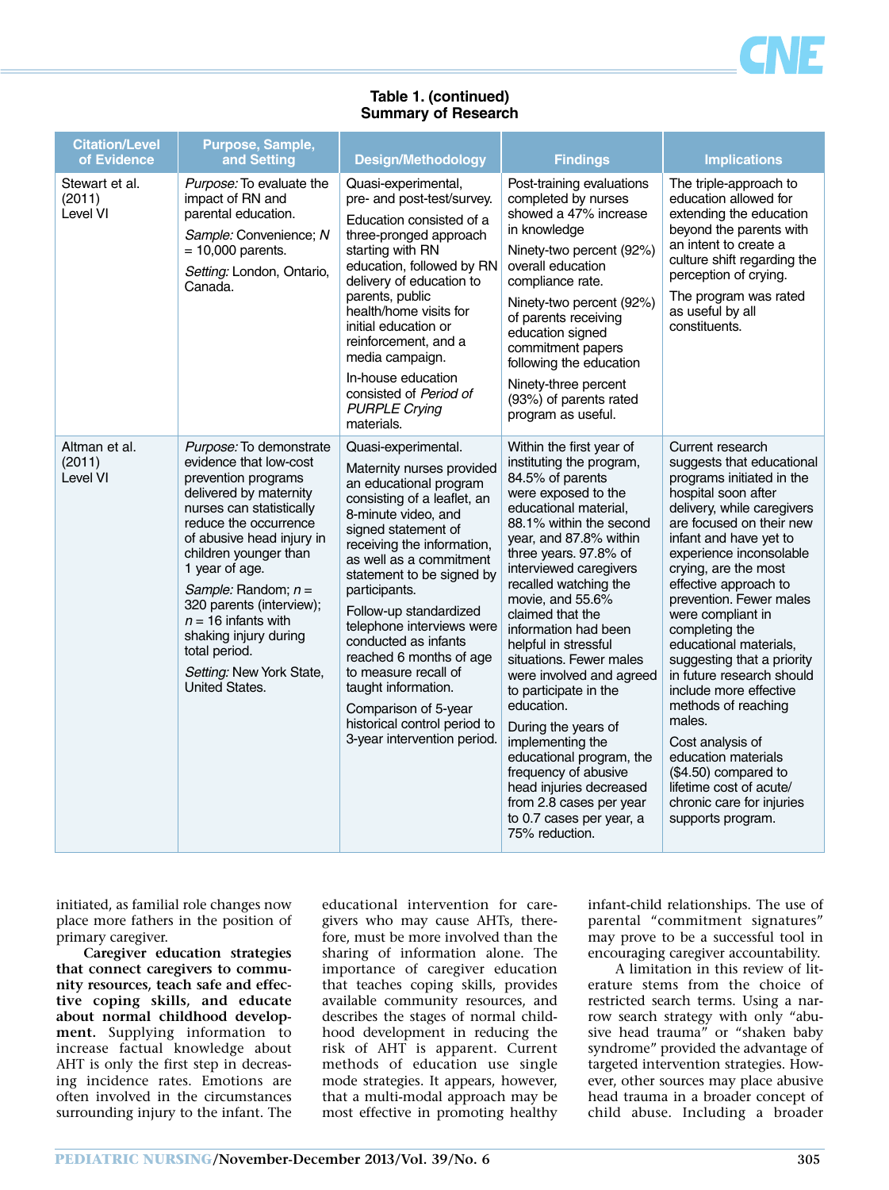**Table 1. (continued)**
**Summary of Research**

| Citation/Level of Evidence | Purpose, Sample, and Setting | Design/Methodology | Findings | Implications |
|---|---|---|---|---|
| Stewart et al. (2011) Level VI | *Purpose:* To evaluate the impact of RN and parental education.<br><br>*Sample:* Convenience; *N* = 10,000 parents.<br><br>*Setting:* London, Ontario, Canada. | Quasi-experimental, pre- and post-test/survey.<br><br>Education consisted of a three-pronged approach starting with RN education, followed by RN delivery of education to parents, public health/home visits for initial education or reinforcement, and a media campaign.<br><br>In-house education consisted of *Period of PURPLE Crying* materials. | Post-training evaluations completed by nurses showed a 47% increase in knowledge<br><br>Ninety-two percent (92%) overall education compliance rate.<br><br>Ninety-two percent (92%) of parents receiving education signed commitment papers following the education<br><br>Ninety-three percent (93%) of parents rated program as useful. | The triple-approach to education allowed for extending the education beyond the parents with an intent to create a culture shift regarding the perception of crying.<br><br>The program was rated as useful by all constituents. |
| Altman et al. (2011) Level VI | *Purpose:* To demonstrate evidence that low-cost prevention programs delivered by maternity nurses can statistically reduce the occurrence of abusive head injury in children younger than 1 year of age.<br><br>*Sample:* Random; *n* = 320 parents (interview); *n* = 16 infants with shaking injury during total period.<br><br>*Setting:* New York State, United States. | Quasi-experimental.<br><br>Maternity nurses provided an educational program consisting of a leaflet, an 8-minute video, and signed statement of receiving the information, as well as a commitment statement to be signed by participants.<br><br>Follow-up standardized telephone interviews were conducted as infants reached 6 months of age to measure recall of taught information.<br><br>Comparison of 5-year historical control period to 3-year intervention period. | Within the first year of instituting the program, 84.5% of parents were exposed to the educational material, 88.1% within the second year, and 87.8% within three years. 97.8% of interviewed caregivers recalled watching the movie, and 55.6% claimed that the information had been helpful in stressful situations. Fewer males were involved and agreed to participate in the education.<br><br>During the years of implementing the educational program, the frequency of abusive head injuries decreased from 2.8 cases per year to 0.7 cases per year, a 75% reduction. | Current research suggests that educational programs initiated in the hospital soon after delivery, while caregivers are focused on their new infant and have yet to experience inconsolable crying, are the most effective approach to prevention. Fewer males were compliant in completing the educational materials, suggesting that a priority in future research should include more effective methods of reaching males.<br><br>Cost analysis of education materials ($4.50) compared to lifetime cost of acute/chronic care for injuries supports program. |

initiated, as familial role changes now place more fathers in the position of primary caregiver.

**Caregiver education strategies that connect caregivers to community resources, teach safe and effective coping skills, and educate about normal childhood development.** Supplying information to increase factual knowledge about AHT is only the first step in decreasing incidence rates. Emotions are often involved in the circumstances surrounding injury to the infant. The educational intervention for caregivers who may cause AHTs, therefore, must be more involved than the sharing of information alone. The importance of caregiver education that teaches coping skills, provides available community resources, and describes the stages of normal childhood development in reducing the risk of AHT is apparent. Current methods of education use single mode strategies. It appears, however, that a multi-modal approach may be most effective in promoting healthy infant-child relationships. The use of parental "commitment signatures" may prove to be a successful tool in encouraging caregiver accountability.

A limitation in this review of literature stems from the choice of restricted search terms. Using a narrow search strategy with only "abusive head trauma" or "shaken baby syndrome" provided the advantage of targeted intervention strategies. However, other sources may place abusive head trauma in a broader concept of child abuse. Including a broader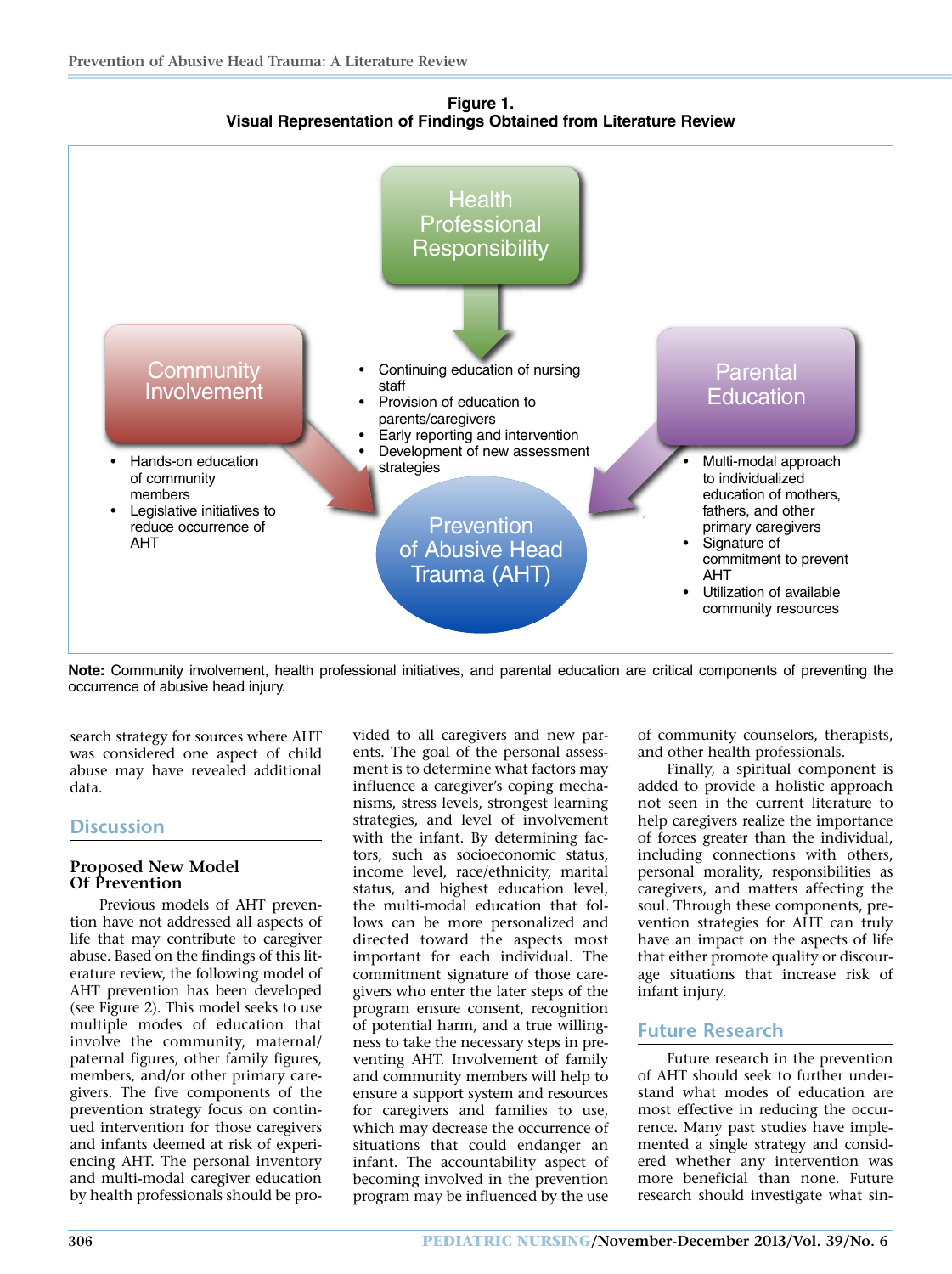**Figure 1.**
**Visual Representation of Findings Obtained from Literature Review**

Health Professional Responsibility

- Continuing education of nursing staff
- Provision of education to parents/caregivers
- Early reporting and intervention
- Development of new assessment strategies

Community Involvement

- Hands-on education of community members
- Legislative initiatives to reduce occurrence of AHT

Parental Education

- Multi-modal approach to individualized education of mothers, fathers, and other primary caregivers
- Signature of commitment to prevent AHT
- Utilization of available community resources

Prevention of Abusive Head Trauma (AHT)

**Note:** Community involvement, health professional initiatives, and parental education are critical components of preventing the occurrence of abusive head injury.

search strategy for sources where AHT was considered one aspect of child abuse may have revealed additional data.

## Discussion

### Proposed New Model Of Prevention

Previous models of AHT prevention have not addressed all aspects of life that may contribute to caregiver abuse. Based on the findings of this literature review, the following model of AHT prevention has been developed (see Figure 2). This model seeks to use multiple modes of education that involve the community, maternal/paternal figures, other family figures, members, and/or other primary caregivers. The five components of the prevention strategy focus on continued intervention for those caregivers and infants deemed at risk of experiencing AHT. The personal inventory and multi-modal caregiver education by health professionals should be provided to all caregivers and new parents. The goal of the personal assessment is to determine what factors may influence a caregiver's coping mechanisms, stress levels, strongest learning strategies, and level of involvement with the infant. By determining factors, such as socioeconomic status, income level, race/ethnicity, marital status, and highest education level, the multi-modal education that follows can be more personalized and directed toward the aspects most important for each individual. The commitment signature of those caregivers who enter the later steps of the program ensure consent, recognition of potential harm, and a true willingness to take the necessary steps in preventing AHT. Involvement of family and community members will help to ensure a support system and resources for caregivers and families to use, which may decrease the occurrence of situations that could endanger an infant. The accountability aspect of becoming involved in the prevention program may be influenced by the use of community counselors, therapists, and other health professionals.

Finally, a spiritual component is added to provide a holistic approach not seen in the current literature to help caregivers realize the importance of forces greater than the individual, including connections with others, personal morality, responsibilities as caregivers, and matters affecting the soul. Through these components, prevention strategies for AHT can truly have an impact on the aspects of life that either promote quality or discourage situations that increase risk of infant injury.

## Future Research

Future research in the prevention of AHT should seek to further understand what modes of education are most effective in reducing the occurrence. Many past studies have implemented a single strategy and considered whether any intervention was more beneficial than none. Future research should investigate what sin-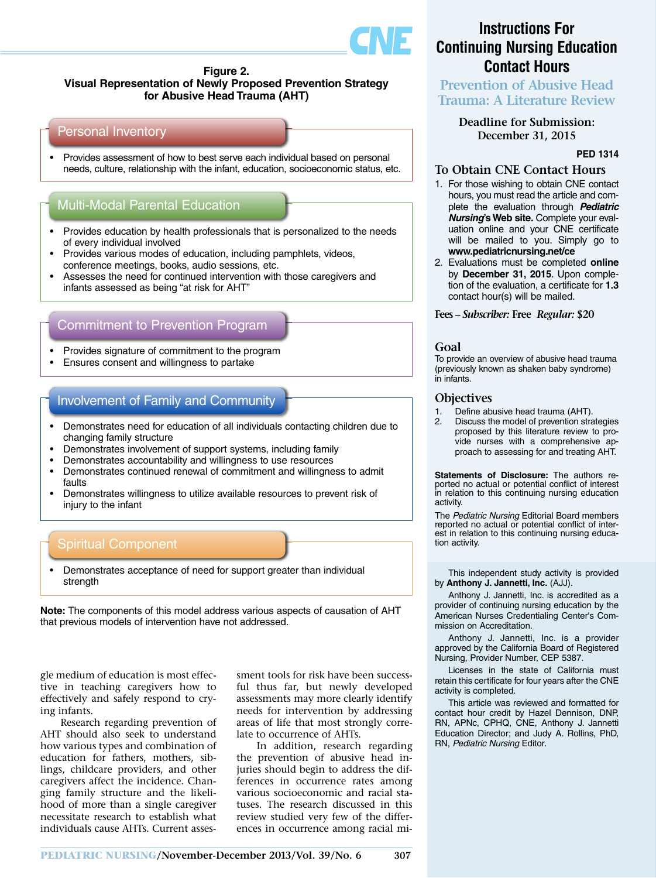**Figure 2.**
**Visual Representation of Newly Proposed Prevention Strategy for Abusive Head Trauma (AHT)**

### Personal Inventory

- Provides assessment of how to best serve each individual based on personal needs, culture, relationship with the infant, education, socioeconomic status, etc.

### Multi-Modal Parental Education

- Provides education by health professionals that is personalized to the needs of every individual involved
- Provides various modes of education, including pamphlets, videos, conference meetings, books, audio sessions, etc.
- Assesses the need for continued intervention with those caregivers and infants assessed as being "at risk for AHT"

### Commitment to Prevention Program

- Provides signature of commitment to the program
- Ensures consent and willingness to partake

### Involvement of Family and Community

- Demonstrates need for education of all individuals contacting children due to changing family structure
- Demonstrates involvement of support systems, including family
- Demonstrates accountability and willingness to use resources
- Demonstrates continued renewal of commitment and willingness to admit faults
- Demonstrates willingness to utilize available resources to prevent risk of injury to the infant

### Spiritual Component

- Demonstrates acceptance of need for support greater than individual strength

**Note:** The components of this model address various aspects of causation of AHT that previous models of intervention have not addressed.

gle medium of education is most effective in teaching caregivers how to effectively and safely respond to crying infants.

Research regarding prevention of AHT should also seek to understand how various types and combination of education for fathers, mothers, siblings, childcare providers, and other caregivers affect the incidence. Changing family structure and the likelihood of more than a single caregiver necessitate research to establish what individuals cause AHTs. Current assessment tools for risk have been successful thus far, but newly developed assessments may more clearly identify needs for intervention by addressing areas of life that most strongly correlate to occurrence of AHTs.

In addition, research regarding the prevention of abusive head injuries should begin to address the differences in occurrence rates among various socioeconomic and racial statuses. The research discussed in this review studied very few of the differences in occurrence among racial mi-

# Instructions For Continuing Nursing Education Contact Hours

## Prevention of Abusive Head Trauma: A Literature Review

**Deadline for Submission: December 31, 2015**

**PED 1314**

### To Obtain CNE Contact Hours

1. For those wishing to obtain CNE contact hours, you must read the article and complete the evaluation through ***Pediatric Nursing*'s Web site.** Complete your evaluation online and your CNE certificate will be mailed to you. Simply go to **www.pediatricnursing.net/ce**
2. Evaluations must be completed **online** by **December 31, 2015**. Upon completion of the evaluation, a certificate for **1.3** contact hour(s) will be mailed.

Fees – *Subscriber:* Free *Regular:* $20

### Goal

To provide an overview of abusive head trauma (previously known as shaken baby syndrome) in infants.

### Objectives

1. Define abusive head trauma (AHT).
2. Discuss the model of prevention strategies proposed by this literature review to provide nurses with a comprehensive approach to assessing for and treating AHT.

**Statements of Disclosure:** The authors reported no actual or potential conflict of interest in relation to this continuing nursing education activity.

The *Pediatric Nursing* Editorial Board members reported no actual or potential conflict of interest in relation to this continuing nursing education activity.

This independent study activity is provided by **Anthony J. Jannetti, Inc.** (AJJ).

Anthony J. Jannetti, Inc. is accredited as a provider of continuing nursing education by the American Nurses Credentialing Center's Commission on Accreditation.

Anthony J. Jannetti, Inc. is a provider approved by the California Board of Registered Nursing, Provider Number, CEP 5387.

Licenses in the state of California must retain this certificate for four years after the CNE activity is completed.

This article was reviewed and formatted for contact hour credit by Hazel Dennison, DNP, RN, APNc, CPHQ, CNE, Anthony J. Jannetti Education Director; and Judy A. Rollins, PhD, RN, *Pediatric Nursing* Editor.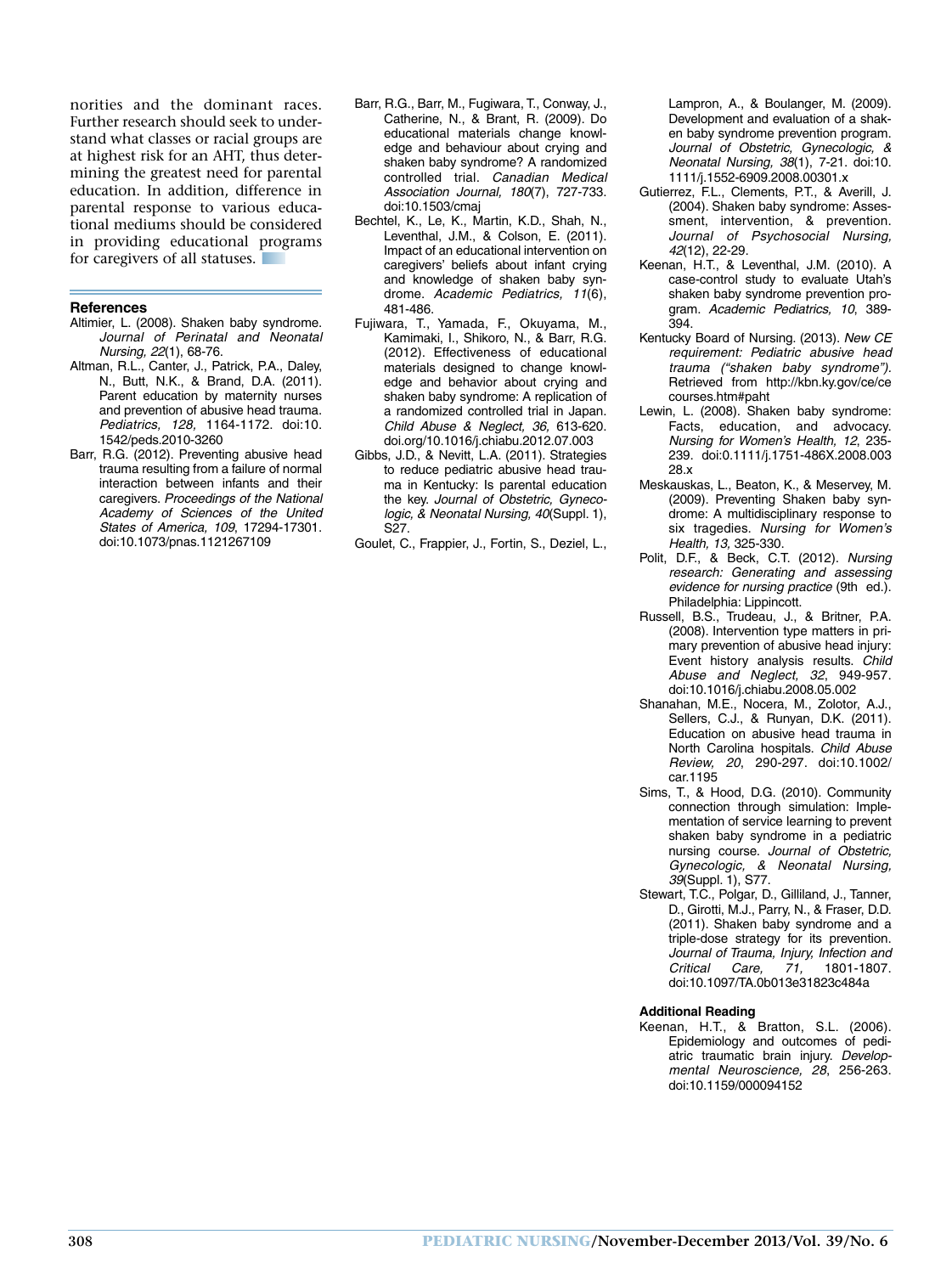norities and the dominant races. Further research should seek to understand what classes or racial groups are at highest risk for an AHT, thus determining the greatest need for parental education. In addition, difference in parental response to various educational mediums should be considered in providing educational programs for caregivers of all statuses.

## References

Altimier, L. (2008). Shaken baby syndrome. *Journal of Perinatal and Neonatal Nursing, 22*(1), 68-76.

Altman, R.L., Canter, J., Patrick, P.A., Daley, N., Butt, N.K., & Brand, D.A. (2011). Parent education by maternity nurses and prevention of abusive head trauma. *Pediatrics, 128,* 1164-1172. doi:10.1542/peds.2010-3260

Barr, R.G. (2012). Preventing abusive head trauma resulting from a failure of normal interaction between infants and their caregivers. *Proceedings of the National Academy of Sciences of the United States of America, 109,* 17294-17301. doi:10.1073/pnas.1121267109

Barr, R.G., Barr, M., Fugiwara, T., Conway, J., Catherine, N., & Brant, R. (2009). Do educational materials change knowledge and behaviour about crying and shaken baby syndrome? A randomized controlled trial. *Canadian Medical Association Journal, 180*(7), 727-733. doi:10.1503/cmaj

Bechtel, K., Le, K., Martin, K.D., Shah, N., Leventhal, J.M., & Colson, E. (2011). Impact of an educational intervention on caregivers' beliefs about infant crying and knowledge of shaken baby syndrome. *Academic Pediatrics, 11*(6), 481-486.

Fujiwara, T., Yamada, F., Okuyama, M., Kamimaki, I., Shikoro, N., & Barr, R.G. (2012). Effectiveness of educational materials designed to change knowledge and behavior about crying and shaken baby syndrome: A replication of a randomized controlled trial in Japan. *Child Abuse & Neglect, 36,* 613-620. doi.org/10.1016/j.chiabu.2012.07.003

Gibbs, J.D., & Nevitt, L.A. (2011). Strategies to reduce pediatric abusive head trauma in Kentucky: Is parental education the key. *Journal of Obstetric, Gynecologic, & Neonatal Nursing, 40*(Suppl. 1), S27.

Goulet, C., Frappier, J., Fortin, S., Deziel, L., Lampron, A., & Boulanger, M. (2009). Development and evaluation of a shaken baby syndrome prevention program. *Journal of Obstetric, Gynecologic, & Neonatal Nursing, 38*(1), 7-21. doi:10.1111/j.1552-6909.2008.00301.x

Gutierrez, F.L., Clements, P.T., & Averill, J. (2004). Shaken baby syndrome: Assessment, intervention, & prevention. *Journal of Psychosocial Nursing, 42*(12), 22-29.

Keenan, H.T., & Leventhal, J.M. (2010). A case-control study to evaluate Utah's shaken baby syndrome prevention program. *Academic Pediatrics, 10,* 389-394.

Kentucky Board of Nursing. (2013). *New CE requirement: Pediatric abusive head trauma ("shaken baby syndrome").* Retrieved from http://kbn.ky.gov/ce/cecourses.htm#paht

Lewin, L. (2008). Shaken baby syndrome: Facts, education, and advocacy. *Nursing for Women's Health, 12*, 235-239. doi:0.1111/j.1751-486X.2008.00328.x

Meskauskas, L., Beaton, K., & Meservey, M. (2009). Preventing Shaken baby syndrome: A multidisciplinary response to six tragedies. *Nursing for Women's Health, 13,* 325-330.

Polit, D.F., & Beck, C.T. (2012). *Nursing research: Generating and assessing evidence for nursing practice* (9th ed.). Philadelphia: Lippincott.

Russell, B.S., Trudeau, J., & Britner, P.A. (2008). Intervention type matters in primary prevention of abusive head injury: Event history analysis results. *Child Abuse and Neglect, 32*, 949-957. doi:10.1016/j.chiabu.2008.05.002

Shanahan, M.E., Nocera, M., Zolotor, A.J., Sellers, C.J., & Runyan, D.K. (2011). Education on abusive head trauma in North Carolina hospitals. *Child Abuse Review, 20*, 290-297. doi:10.1002/car.1195

Sims, T., & Hood, D.G. (2010). Community connection through simulation: Implementation of service learning to prevent shaken baby syndrome in a pediatric nursing course. *Journal of Obstetric, Gynecologic, & Neonatal Nursing, 39*(Suppl. 1), S77.

Stewart, T.C., Polgar, D., Gilliland, J., Tanner, D., Girotti, M.J., Parry, N., & Fraser, D.D. (2011). Shaken baby syndrome and a triple-dose strategy for its prevention. *Journal of Trauma, Injury, Infection and Critical Care, 71,* 1801-1807. doi:10.1097/TA.0b013e31823c484a

### Additional Reading

Keenan, H.T., & Bratton, S.L. (2006). Epidemiology and outcomes of pediatric traumatic brain injury. *Developmental Neuroscience, 28*, 256-263. doi:10.1159/000094152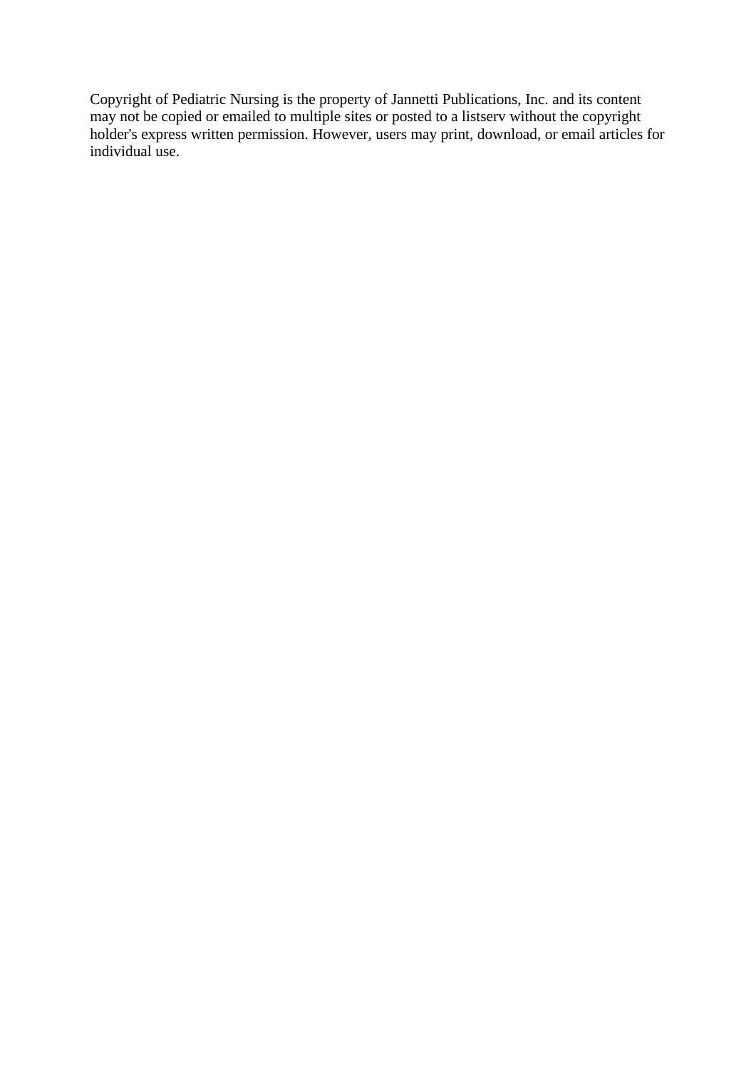Copyright of Pediatric Nursing is the property of Jannetti Publications, Inc. and its content may not be copied or emailed to multiple sites or posted to a listserv without the copyright holder's express written permission. However, users may print, download, or email articles for individual use.